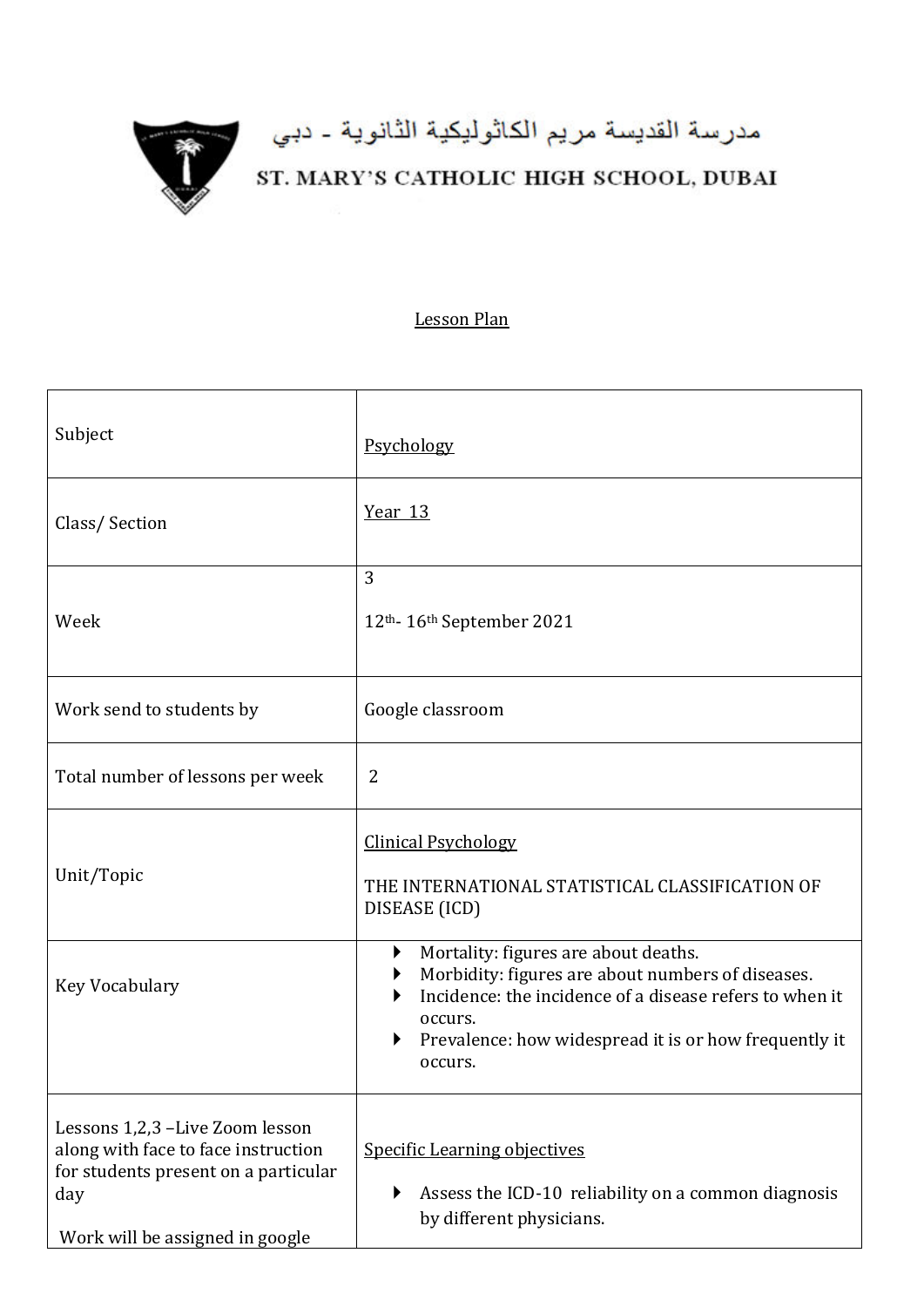مدرسة القديسة مريم الكاثوليكية الثانوية - دبي

ST. MARY'S CATHOLIC HIGH SCHOOL, DUBAI

Lesson Plan

| Subject | Psychology |
| --- | --- |
| Class/ Section | Year 13 |
| Week | 3<br><br>12th- 16th September 2021 |
| Work send to students by | Google classroom |
| Total number of lessons per week | 2 |
| Unit/Topic | Clinical Psychology<br><br>THE INTERNATIONAL STATISTICAL CLASSIFICATION OF DISEASE (ICD) |
| Key Vocabulary | ▸ Mortality: figures are about deaths.<br>▸ Morbidity: figures are about numbers of diseases.<br>▸ Incidence: the incidence of a disease refers to when it occurs.<br>▸ Prevalence: how widespread it is or how frequently it occurs. |
| Lessons 1,2,3 –Live Zoom lesson along with face to face instruction for students present on a particular day<br><br>Work will be assigned in google | Specific Learning objectives<br><br>▸ Assess the ICD-10 reliability on a common diagnosis by different physicians. |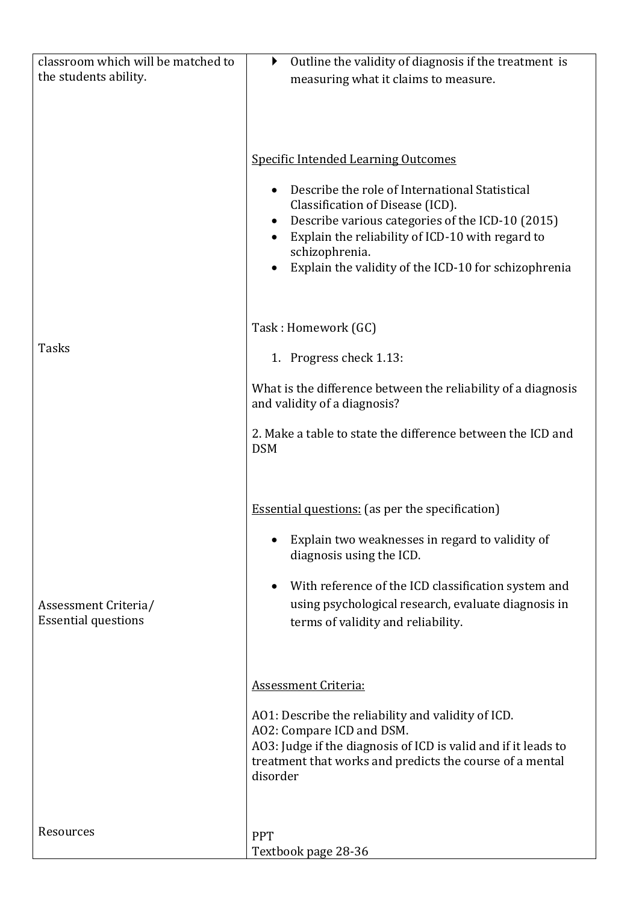| | |
|---|---|
| classroom which will be matched to the students ability. | ▸ Outline the validity of diagnosis if the treatment is measuring what it claims to measure.<br><br>Specific Intended Learning Outcomes<br><br>• Describe the role of International Statistical Classification of Disease (ICD).<br>• Describe various categories of the ICD-10 (2015)<br>• Explain the reliability of ICD-10 with regard to schizophrenia.<br>• Explain the validity of the ICD-10 for schizophrenia |
| Tasks | Task : Homework (GC)<br><br>1. Progress check 1.13:<br><br>What is the difference between the reliability of a diagnosis and validity of a diagnosis?<br><br>2. Make a table to state the difference between the ICD and DSM |
| Assessment Criteria/ Essential questions | Essential questions: (as per the specification)<br><br>• Explain two weaknesses in regard to validity of diagnosis using the ICD.<br><br>• With reference of the ICD classification system and using psychological research, evaluate diagnosis in terms of validity and reliability.<br><br>Assessment Criteria:<br><br>AO1: Describe the reliability and validity of ICD.<br>AO2: Compare ICD and DSM.<br>AO3: Judge if the diagnosis of ICD is valid and if it leads to treatment that works and predicts the course of a mental disorder |
| Resources | PPT<br>Textbook page 28-36 |